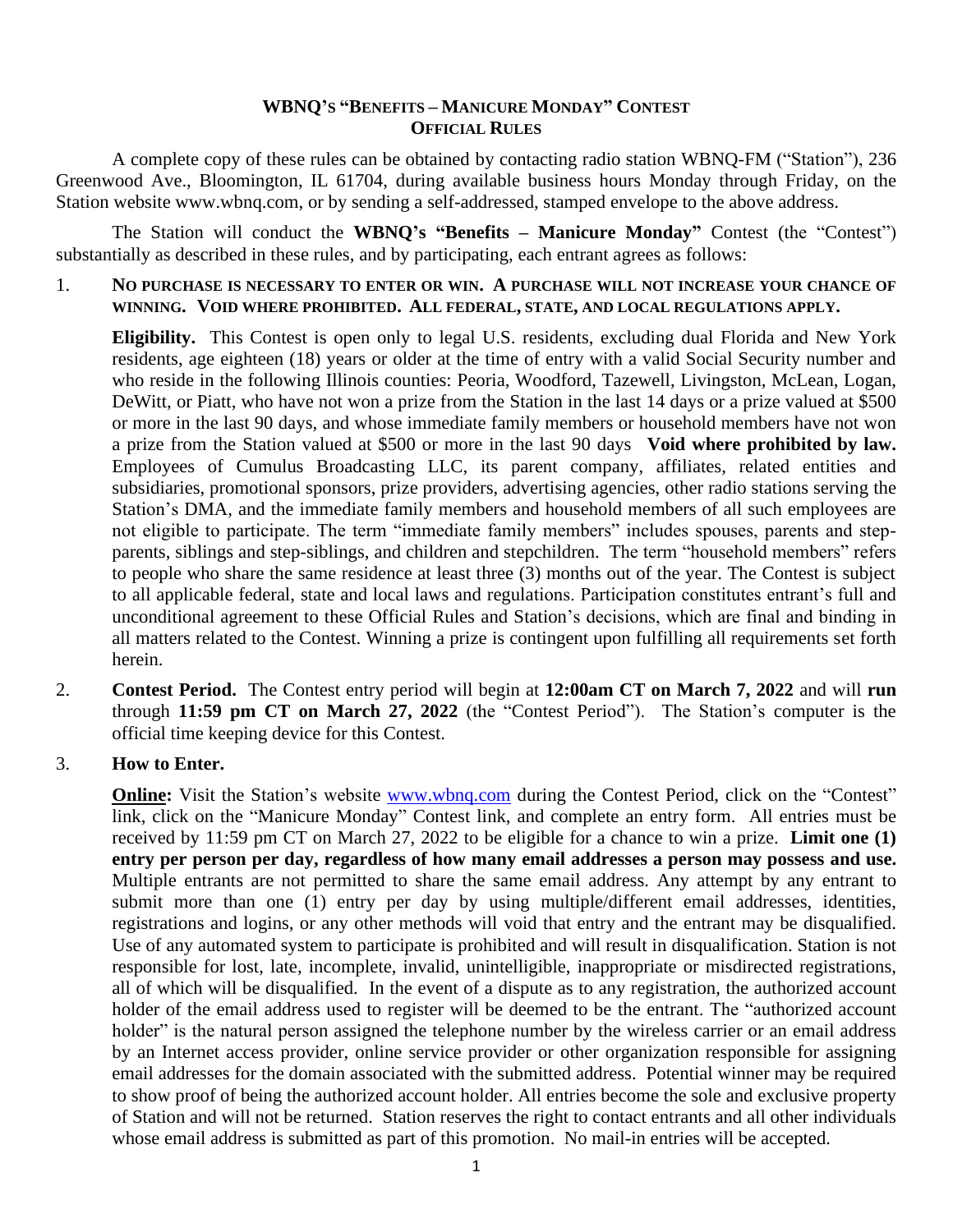# WBNQ's "Benefits – Manicure Monday" Contest
## Official Rules

A complete copy of these rules can be obtained by contacting radio station WBNQ-FM ("Station"), 236 Greenwood Ave., Bloomington, IL 61704, during available business hours Monday through Friday, on the Station website www.wbnq.com, or by sending a self-addressed, stamped envelope to the above address.

The Station will conduct the **WBNQ's "Benefits – Manicure Monday"** Contest (the "Contest") substantially as described in these rules, and by participating, each entrant agrees as follows:

1. **NO PURCHASE IS NECESSARY TO ENTER OR WIN. A PURCHASE WILL NOT INCREASE YOUR CHANCE OF WINNING. VOID WHERE PROHIBITED. ALL FEDERAL, STATE, AND LOCAL REGULATIONS APPLY.**

   **Eligibility.** This Contest is open only to legal U.S. residents, excluding dual Florida and New York residents, age eighteen (18) years or older at the time of entry with a valid Social Security number and who reside in the following Illinois counties: Peoria, Woodford, Tazewell, Livingston, McLean, Logan, DeWitt, or Piatt, who have not won a prize from the Station in the last 14 days or a prize valued at $500 or more in the last 90 days, and whose immediate family members or household members have not won a prize from the Station valued at $500 or more in the last 90 days **Void where prohibited by law.** Employees of Cumulus Broadcasting LLC, its parent company, affiliates, related entities and subsidiaries, promotional sponsors, prize providers, advertising agencies, other radio stations serving the Station's DMA, and the immediate family members and household members of all such employees are not eligible to participate. The term "immediate family members" includes spouses, parents and step-parents, siblings and step-siblings, and children and stepchildren. The term "household members" refers to people who share the same residence at least three (3) months out of the year. The Contest is subject to all applicable federal, state and local laws and regulations. Participation constitutes entrant's full and unconditional agreement to these Official Rules and Station's decisions, which are final and binding in all matters related to the Contest. Winning a prize is contingent upon fulfilling all requirements set forth herein.

2. **Contest Period.** The Contest entry period will begin at **12:00am CT on March 7, 2022** and will **run** through **11:59 pm CT on March 27, 2022** (the "Contest Period"). The Station's computer is the official time keeping device for this Contest.

3. **How to Enter.**

   **Online:** Visit the Station's website www.wbnq.com during the Contest Period, click on the "Contest" link, click on the "Manicure Monday" Contest link, and complete an entry form. All entries must be received by 11:59 pm CT on March 27, 2022 to be eligible for a chance to win a prize. **Limit one (1) entry per person per day, regardless of how many email addresses a person may possess and use.** Multiple entrants are not permitted to share the same email address. Any attempt by any entrant to submit more than one (1) entry per day by using multiple/different email addresses, identities, registrations and logins, or any other methods will void that entry and the entrant may be disqualified. Use of any automated system to participate is prohibited and will result in disqualification. Station is not responsible for lost, late, incomplete, invalid, unintelligible, inappropriate or misdirected registrations, all of which will be disqualified. In the event of a dispute as to any registration, the authorized account holder of the email address used to register will be deemed to be the entrant. The "authorized account holder" is the natural person assigned the telephone number by the wireless carrier or an email address by an Internet access provider, online service provider or other organization responsible for assigning email addresses for the domain associated with the submitted address. Potential winner may be required to show proof of being the authorized account holder. All entries become the sole and exclusive property of Station and will not be returned. Station reserves the right to contact entrants and all other individuals whose email address is submitted as part of this promotion. No mail-in entries will be accepted.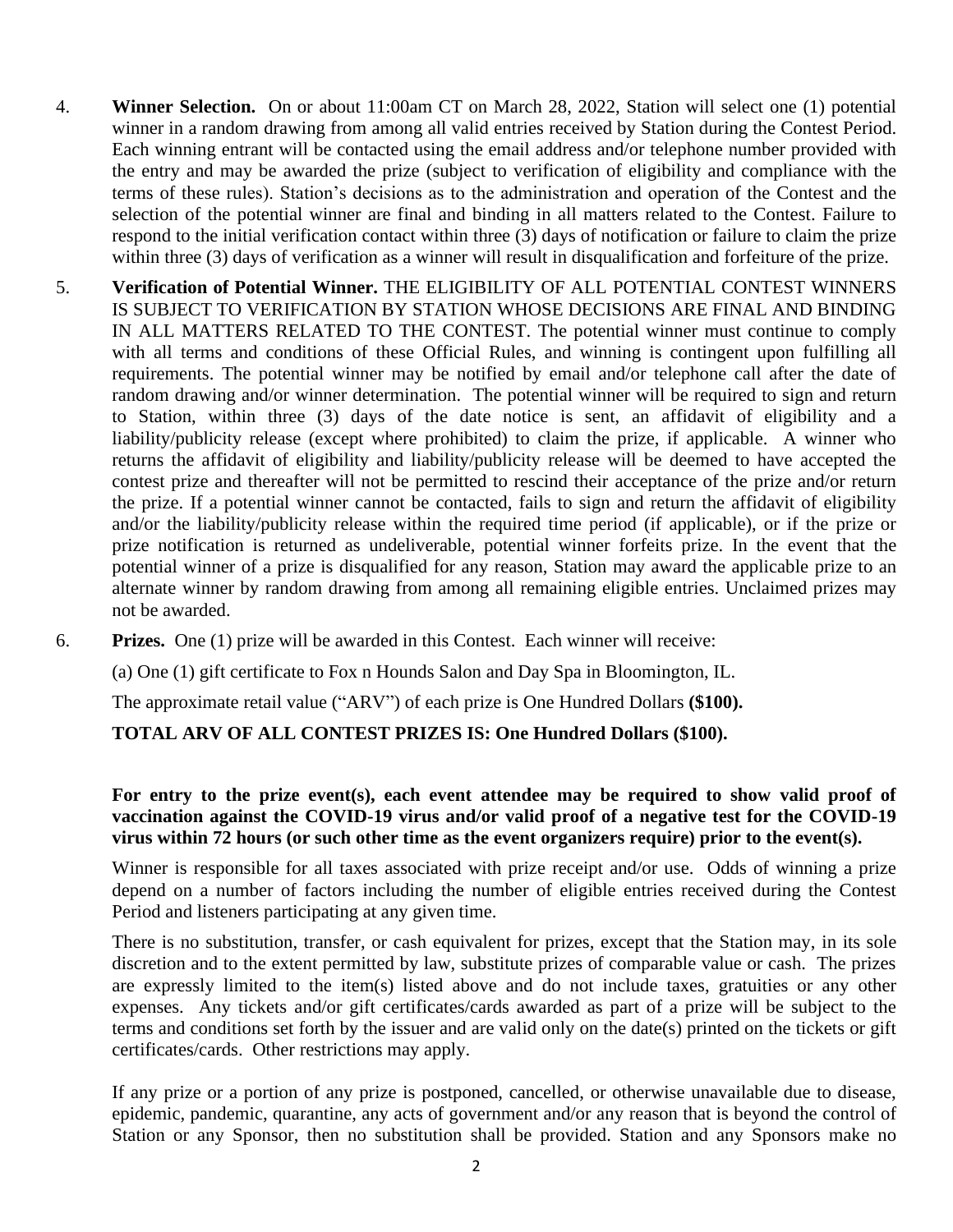4. **Winner Selection.** On or about 11:00am CT on March 28, 2022, Station will select one (1) potential winner in a random drawing from among all valid entries received by Station during the Contest Period. Each winning entrant will be contacted using the email address and/or telephone number provided with the entry and may be awarded the prize (subject to verification of eligibility and compliance with the terms of these rules). Station's decisions as to the administration and operation of the Contest and the selection of the potential winner are final and binding in all matters related to the Contest. Failure to respond to the initial verification contact within three (3) days of notification or failure to claim the prize within three (3) days of verification as a winner will result in disqualification and forfeiture of the prize.

5. **Verification of Potential Winner.** THE ELIGIBILITY OF ALL POTENTIAL CONTEST WINNERS IS SUBJECT TO VERIFICATION BY STATION WHOSE DECISIONS ARE FINAL AND BINDING IN ALL MATTERS RELATED TO THE CONTEST. The potential winner must continue to comply with all terms and conditions of these Official Rules, and winning is contingent upon fulfilling all requirements. The potential winner may be notified by email and/or telephone call after the date of random drawing and/or winner determination. The potential winner will be required to sign and return to Station, within three (3) days of the date notice is sent, an affidavit of eligibility and a liability/publicity release (except where prohibited) to claim the prize, if applicable. A winner who returns the affidavit of eligibility and liability/publicity release will be deemed to have accepted the contest prize and thereafter will not be permitted to rescind their acceptance of the prize and/or return the prize. If a potential winner cannot be contacted, fails to sign and return the affidavit of eligibility and/or the liability/publicity release within the required time period (if applicable), or if the prize or prize notification is returned as undeliverable, potential winner forfeits prize. In the event that the potential winner of a prize is disqualified for any reason, Station may award the applicable prize to an alternate winner by random drawing from among all remaining eligible entries. Unclaimed prizes may not be awarded.

6. **Prizes.** One (1) prize will be awarded in this Contest. Each winner will receive:

   (a) One (1) gift certificate to Fox n Hounds Salon and Day Spa in Bloomington, IL.

   The approximate retail value ("ARV") of each prize is One Hundred Dollars **($100).**

   **TOTAL ARV OF ALL CONTEST PRIZES IS: One Hundred Dollars ($100).**

   **For entry to the prize event(s), each event attendee may be required to show valid proof of vaccination against the COVID-19 virus and/or valid proof of a negative test for the COVID-19 virus within 72 hours (or such other time as the event organizers require) prior to the event(s).**

   Winner is responsible for all taxes associated with prize receipt and/or use. Odds of winning a prize depend on a number of factors including the number of eligible entries received during the Contest Period and listeners participating at any given time.

   There is no substitution, transfer, or cash equivalent for prizes, except that the Station may, in its sole discretion and to the extent permitted by law, substitute prizes of comparable value or cash. The prizes are expressly limited to the item(s) listed above and do not include taxes, gratuities or any other expenses. Any tickets and/or gift certificates/cards awarded as part of a prize will be subject to the terms and conditions set forth by the issuer and are valid only on the date(s) printed on the tickets or gift certificates/cards. Other restrictions may apply.

   If any prize or a portion of any prize is postponed, cancelled, or otherwise unavailable due to disease, epidemic, pandemic, quarantine, any acts of government and/or any reason that is beyond the control of Station or any Sponsor, then no substitution shall be provided. Station and any Sponsors make no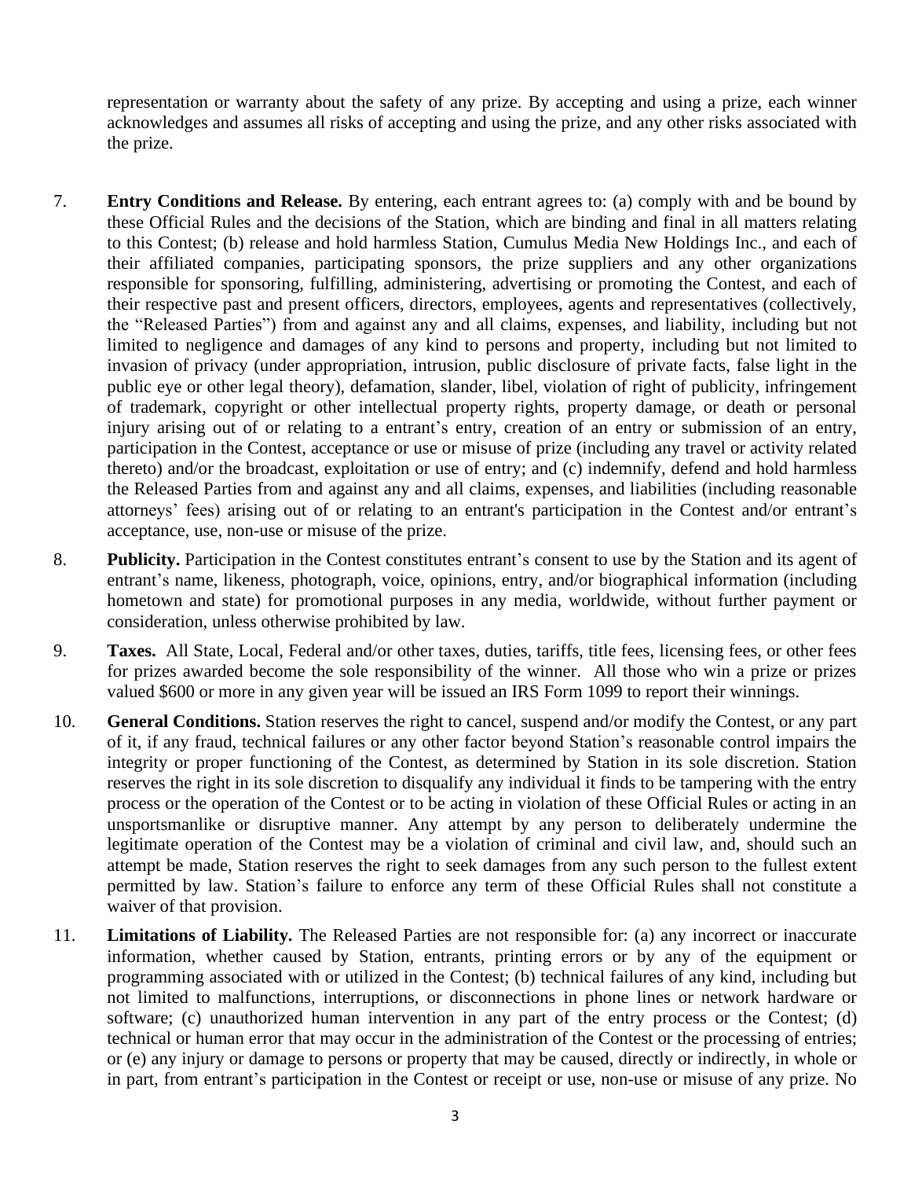representation or warranty about the safety of any prize. By accepting and using a prize, each winner acknowledges and assumes all risks of accepting and using the prize, and any other risks associated with the prize.

7. **Entry Conditions and Release.** By entering, each entrant agrees to: (a) comply with and be bound by these Official Rules and the decisions of the Station, which are binding and final in all matters relating to this Contest; (b) release and hold harmless Station, Cumulus Media New Holdings Inc., and each of their affiliated companies, participating sponsors, the prize suppliers and any other organizations responsible for sponsoring, fulfilling, administering, advertising or promoting the Contest, and each of their respective past and present officers, directors, employees, agents and representatives (collectively, the "Released Parties") from and against any and all claims, expenses, and liability, including but not limited to negligence and damages of any kind to persons and property, including but not limited to invasion of privacy (under appropriation, intrusion, public disclosure of private facts, false light in the public eye or other legal theory), defamation, slander, libel, violation of right of publicity, infringement of trademark, copyright or other intellectual property rights, property damage, or death or personal injury arising out of or relating to a entrant's entry, creation of an entry or submission of an entry, participation in the Contest, acceptance or use or misuse of prize (including any travel or activity related thereto) and/or the broadcast, exploitation or use of entry; and (c) indemnify, defend and hold harmless the Released Parties from and against any and all claims, expenses, and liabilities (including reasonable attorneys' fees) arising out of or relating to an entrant's participation in the Contest and/or entrant's acceptance, use, non-use or misuse of the prize.

8. **Publicity.** Participation in the Contest constitutes entrant's consent to use by the Station and its agent of entrant's name, likeness, photograph, voice, opinions, entry, and/or biographical information (including hometown and state) for promotional purposes in any media, worldwide, without further payment or consideration, unless otherwise prohibited by law.

9. **Taxes.** All State, Local, Federal and/or other taxes, duties, tariffs, title fees, licensing fees, or other fees for prizes awarded become the sole responsibility of the winner. All those who win a prize or prizes valued $600 or more in any given year will be issued an IRS Form 1099 to report their winnings.

10. **General Conditions.** Station reserves the right to cancel, suspend and/or modify the Contest, or any part of it, if any fraud, technical failures or any other factor beyond Station's reasonable control impairs the integrity or proper functioning of the Contest, as determined by Station in its sole discretion. Station reserves the right in its sole discretion to disqualify any individual it finds to be tampering with the entry process or the operation of the Contest or to be acting in violation of these Official Rules or acting in an unsportsmanlike or disruptive manner. Any attempt by any person to deliberately undermine the legitimate operation of the Contest may be a violation of criminal and civil law, and, should such an attempt be made, Station reserves the right to seek damages from any such person to the fullest extent permitted by law. Station's failure to enforce any term of these Official Rules shall not constitute a waiver of that provision.

11. **Limitations of Liability.** The Released Parties are not responsible for: (a) any incorrect or inaccurate information, whether caused by Station, entrants, printing errors or by any of the equipment or programming associated with or utilized in the Contest; (b) technical failures of any kind, including but not limited to malfunctions, interruptions, or disconnections in phone lines or network hardware or software; (c) unauthorized human intervention in any part of the entry process or the Contest; (d) technical or human error that may occur in the administration of the Contest or the processing of entries; or (e) any injury or damage to persons or property that may be caused, directly or indirectly, in whole or in part, from entrant's participation in the Contest or receipt or use, non-use or misuse of any prize. No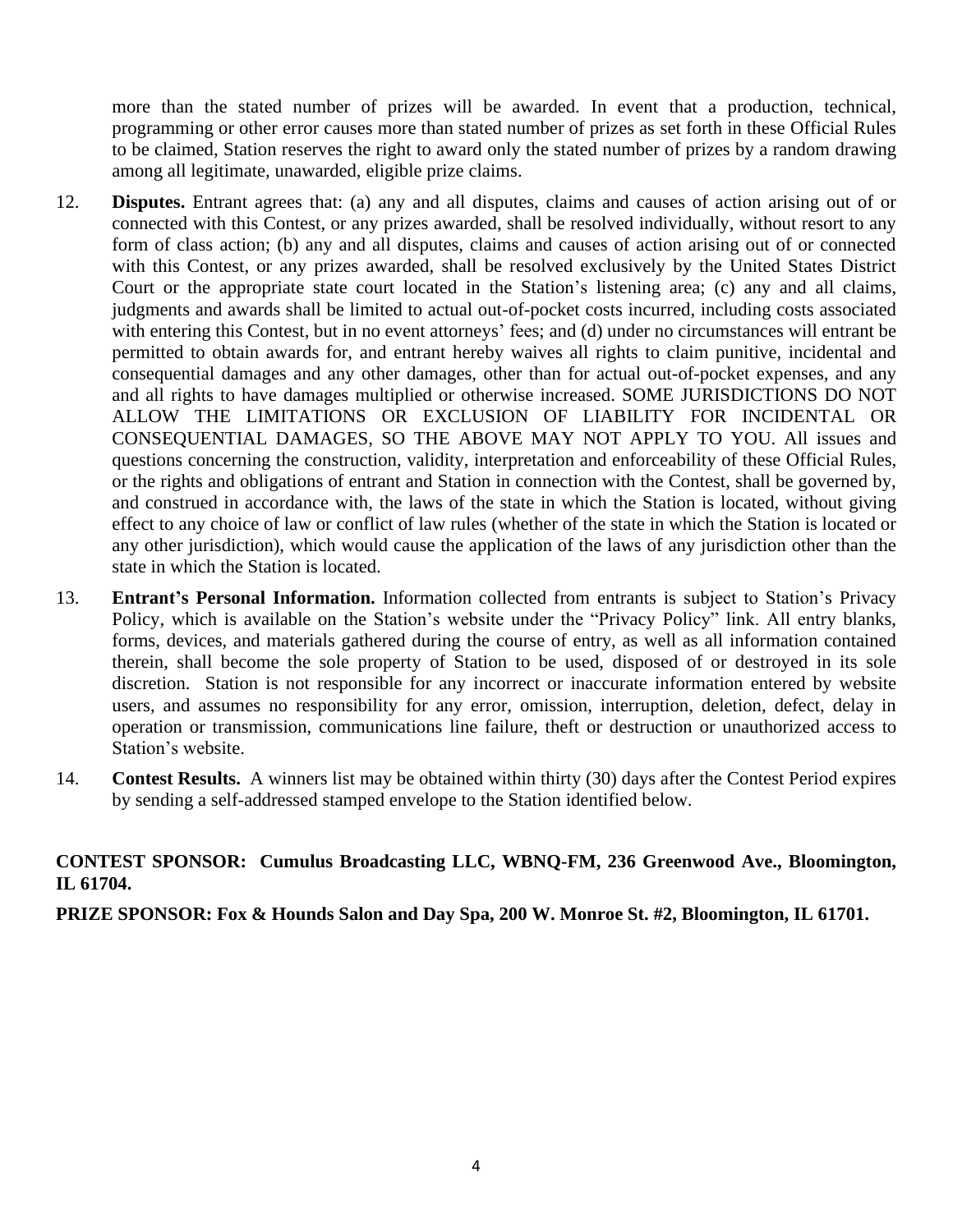more than the stated number of prizes will be awarded. In event that a production, technical, programming or other error causes more than stated number of prizes as set forth in these Official Rules to be claimed, Station reserves the right to award only the stated number of prizes by a random drawing among all legitimate, unawarded, eligible prize claims.

12. **Disputes.** Entrant agrees that: (a) any and all disputes, claims and causes of action arising out of or connected with this Contest, or any prizes awarded, shall be resolved individually, without resort to any form of class action; (b) any and all disputes, claims and causes of action arising out of or connected with this Contest, or any prizes awarded, shall be resolved exclusively by the United States District Court or the appropriate state court located in the Station's listening area; (c) any and all claims, judgments and awards shall be limited to actual out-of-pocket costs incurred, including costs associated with entering this Contest, but in no event attorneys' fees; and (d) under no circumstances will entrant be permitted to obtain awards for, and entrant hereby waives all rights to claim punitive, incidental and consequential damages and any other damages, other than for actual out-of-pocket expenses, and any and all rights to have damages multiplied or otherwise increased. SOME JURISDICTIONS DO NOT ALLOW THE LIMITATIONS OR EXCLUSION OF LIABILITY FOR INCIDENTAL OR CONSEQUENTIAL DAMAGES, SO THE ABOVE MAY NOT APPLY TO YOU. All issues and questions concerning the construction, validity, interpretation and enforceability of these Official Rules, or the rights and obligations of entrant and Station in connection with the Contest, shall be governed by, and construed in accordance with, the laws of the state in which the Station is located, without giving effect to any choice of law or conflict of law rules (whether of the state in which the Station is located or any other jurisdiction), which would cause the application of the laws of any jurisdiction other than the state in which the Station is located.

13. **Entrant's Personal Information.** Information collected from entrants is subject to Station's Privacy Policy, which is available on the Station's website under the "Privacy Policy" link. All entry blanks, forms, devices, and materials gathered during the course of entry, as well as all information contained therein, shall become the sole property of Station to be used, disposed of or destroyed in its sole discretion. Station is not responsible for any incorrect or inaccurate information entered by website users, and assumes no responsibility for any error, omission, interruption, deletion, defect, delay in operation or transmission, communications line failure, theft or destruction or unauthorized access to Station's website.

14. **Contest Results.** A winners list may be obtained within thirty (30) days after the Contest Period expires by sending a self-addressed stamped envelope to the Station identified below.

**CONTEST SPONSOR: Cumulus Broadcasting LLC, WBNQ-FM, 236 Greenwood Ave., Bloomington, IL 61704.**

**PRIZE SPONSOR: Fox & Hounds Salon and Day Spa, 200 W. Monroe St. #2, Bloomington, IL 61701.**